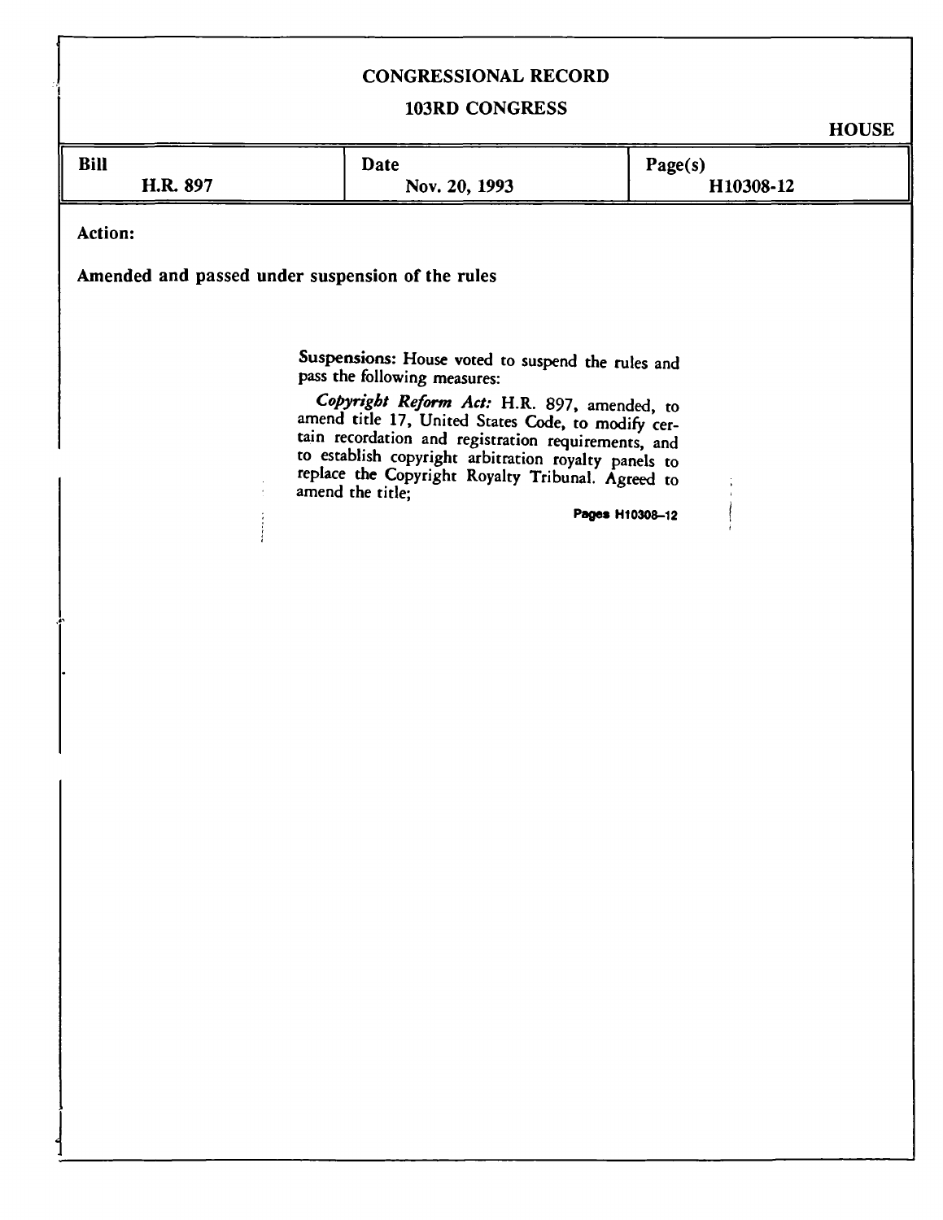# CONGRESSIONAL RECORD

## 103RD CONGRESS

HOUSE

| Bill | Date | Page(s) |
|---|---|---|
| H.R. 897 | Nov. 20, 1993 | H10308-12 |

**Action:**

**Amended and passed under suspension of the rules**

Suspensions: House voted to suspend the rules and pass the following measures:

*Copyright Reform Act:* H.R. 897, amended, to amend title 17, United States Code, to modify certain recordation and registration requirements, and to establish copyright arbitration royalty panels to replace the Copyright Royalty Tribunal. Agreed to amend the title;

**Pages H10308–12**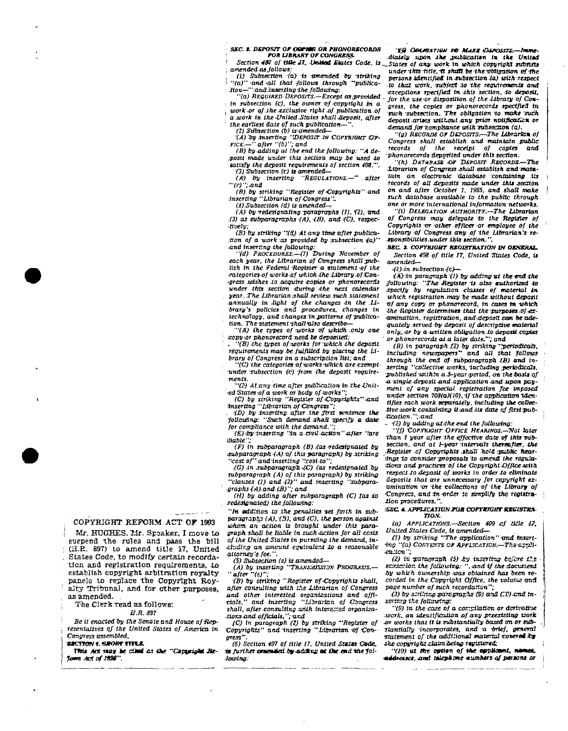## COPYRIGHT REFORM ACT OF 1993

Mr. HUGHES. Mr. Speaker, I move to suspend the rules and pass the bill (H.R. 897) to amend title 17, United States Code, to modify certain recordation and registration requirements, to establish copyright arbitration royalty panels to replace the Copyright Royalty Tribunal, and for other purposes, as amended.

The Clerk read as follows:

*H.R. 897*

*Be it enacted by the Senate and House of Representatives of the United States of America in Congress assembled,*

**SECTION 1. SHORT TITLE.**

*This Act may be cited as the "Copyright Reform Act of 1993".*

**SEC. 2. DEPOSIT OF COPIES OR PHONORECORDS FOR LIBRARY OF CONGRESS.**

*Section 407 of title 17, United States Code, is amended as follows:*

*(1) Subsection (a) is amended by striking "(a)" and all that follows through "publication—" and inserting the following:*

*"(a) REQUIRED DEPOSITS.—Except as provided in subsection (c), the owner of copyright in a work or of the exclusive right of publication of a work in the United States shall deposit, after the earliest date of such publication—".*

*(2) Subsection (b) is amended—*

*(A) by inserting "DEPOSIT IN COPYRIGHT OFFICE.—" after "(b)"; and*

*(B) by adding at the end the following: "A deposit made under this section may be used to satisfy the deposit requirements of section 408.".*

*(3) Subsection (c) is amended—*

*(A) by inserting "REGULATIONS.—" after "(c)"; and*

*(B) by striking "Register of Copyrights" and inserting "Librarian of Congress".*

*(4) Subsection (d) is amended—*

*(A) by redesignating paragraphs (1), (2), and (3) as subparagraphs (A), (B), and (C), respectively;*

*(B) by striking "(d) At any time after publication of a work as provided by subsection (a)" and inserting the following:*

*"(d) PROCEDURES.—(1) During November of each year, the Librarian of Congress shall publish in the Federal Register a statement of the categories of works of which the Library of Congress wishes to acquire copies or phonorecords under this section during the next calendar year. The Librarian shall review such statement annually in light of the changes in the Library's policies and procedures, changes in technology, and changes in patterns of publication. The statement shall also describe—*

*"(A) the types of works of which only one copy or phonorecord need be deposited;*

*"(B) the types of works for which the deposit requirements may be fulfilled by placing the Library of Congress on a subscription list; and*

*"(C) the categories of works which are exempt under subsection (c) from the deposit requirements.*

*"(2) At any time after publication in the United States of a work or body of works";*

*(C) by striking "Register of Copyrights" and inserting "Librarian of Congress";*

*(D) by inserting after the first sentence the following: "Such demand shall specify a date for compliance with the demand.";*

*(E) by inserting "in a civil action" after "are liable";*

*(F) in subparagraph (B) (as redesignated by subparagraph (A) of this paragraph) by striking "cost of" and inserting "cost to";*

*(G) in subparagraph (C) (as redesignated by subparagraph (A) of this paragraph) by striking "clauses (1) and (2)" and inserting "subparagraphs (A) and (B)"; and*

*(H) by adding after subparagraph (C) (as so redesignated) the following:*

*"In addition to the penalties set forth in subparagraphs (A), (B), and (C), the person against whom an action is brought under this paragraph shall be liable in such action for all costs of the United States in pursuing the demand, including an amount equivalent to a reasonable attorney's fee.".*

*(5) Subsection (e) is amended—*

*(A) by inserting "TRANSMISSION PROGRAMS.—" after "(e)";*

*(B) by striking "Register of Copyrights shall, after consulting with the Librarian of Congress and other interested organizations and officials," and inserting "Librarian of Congress shall, after consulting with interested organizations and officials,"; and*

*(C) in paragraph (2) by striking "Register of Copyrights" and inserting "Librarian of Congress".*

*(6) Section 407 of title 17, United States Code, is further amended by adding at the end the following:*

*"(f) OBLIGATION TO MAKE DEPOSITS.—Immediately upon the publication in the United States of any work in which copyright subsists under this title, it shall be the obligation of the persons identified in subsection (a) with respect to that work, subject to the requirements and exceptions specified in this section, to deposit, for the use or disposition of the Library of Congress, the copies or phonorecords specified in such subsection. The obligation to make such deposit arises without any prior notification or demand for compliance with subsection (a).*

*"(g) RECORDS OF DEPOSITS.—The Librarian of Congress shall establish and maintain public records of the receipt of copies and phonorecords deposited under this section.*

*"(h) DATABASE OF DEPOSIT RECORDS.—The Librarian of Congress shall establish and maintain an electronic database containing its records of all deposits made under this section on and after October 1, 1995, and shall make such database available to the public through one or more international information networks.*

*"(i) DELEGATION AUTHORITY.—The Librarian of Congress may delegate to the Register of Copyrights or other officer or employee of the Library of Congress any of the Librarian's responsibilities under this section.".*

**SEC. 3. COPYRIGHT REGISTRATION IN GENERAL.**

*Section 408 of title 17, United States Code, is amended—*

*(1) in subsection (c)—*

*(A) in paragraph (1) by adding at the end the following: "The Register is also authorized to specify by regulation classes of material in which registration may be made without deposit of any copy or phonorecord, in cases in which the Register determines that the purposes of examination, registration, and deposit can be adequately served by deposit of descriptive material only, or by a written obligation to deposit copies or phonorecords at a later date."; and*

*(B) in paragraph (2) by striking "periodicals, including newspapers" and all that follows through the end of subparagraph (B) and inserting "collective works, including periodicals, published within a 5-year period, on the basis of a single deposit and application and upon payment of any special registration fee imposed under section 708(a)(10), if the application identifies each work separately, including the collective work containing it and its date of first publication."; and*

*(2) by adding at the end the following:*

*"(f) COPYRIGHT OFFICE HEARINGS.—Not later than 1 year after the effective date of this subsection, and at 1-year intervals thereafter, the Register of Copyrights shall hold public hearings to consider proposals to amend the regulations and practices of the Copyright Office with respect to deposit of works in order to eliminate deposits that are unnecessary for copyright examination or the collections of the Library of Congress, and in order to simplify the registration procedures.".*

**SEC. 4. APPLICATION FOR COPYRIGHT REGISTRATION.**

*(a) APPLICATIONS.—Section 409 of title 17, United States Code, is amended—*

*(1) by striking "The application" and inserting "(a) CONTENTS OF APPLICATION.—The application";*

*(2) in paragraph (5) by inserting before the semicolon the following: ", and if the document by which ownership was obtained has been recorded in the Copyright Office, the volume and page number of such recordation";*

*(3) by striking paragraphs (9) and (10) and inserting the following:*

*"(9) in the case of a compilation or derivative work, an identification of any preexisting work or works that it is substantially based on or substantially incorporates, and a brief, general statement of the additional material covered by the copyright claim being registered;*

*"(10) at the option of the applicant, names, addresses, and telephone numbers of persons or*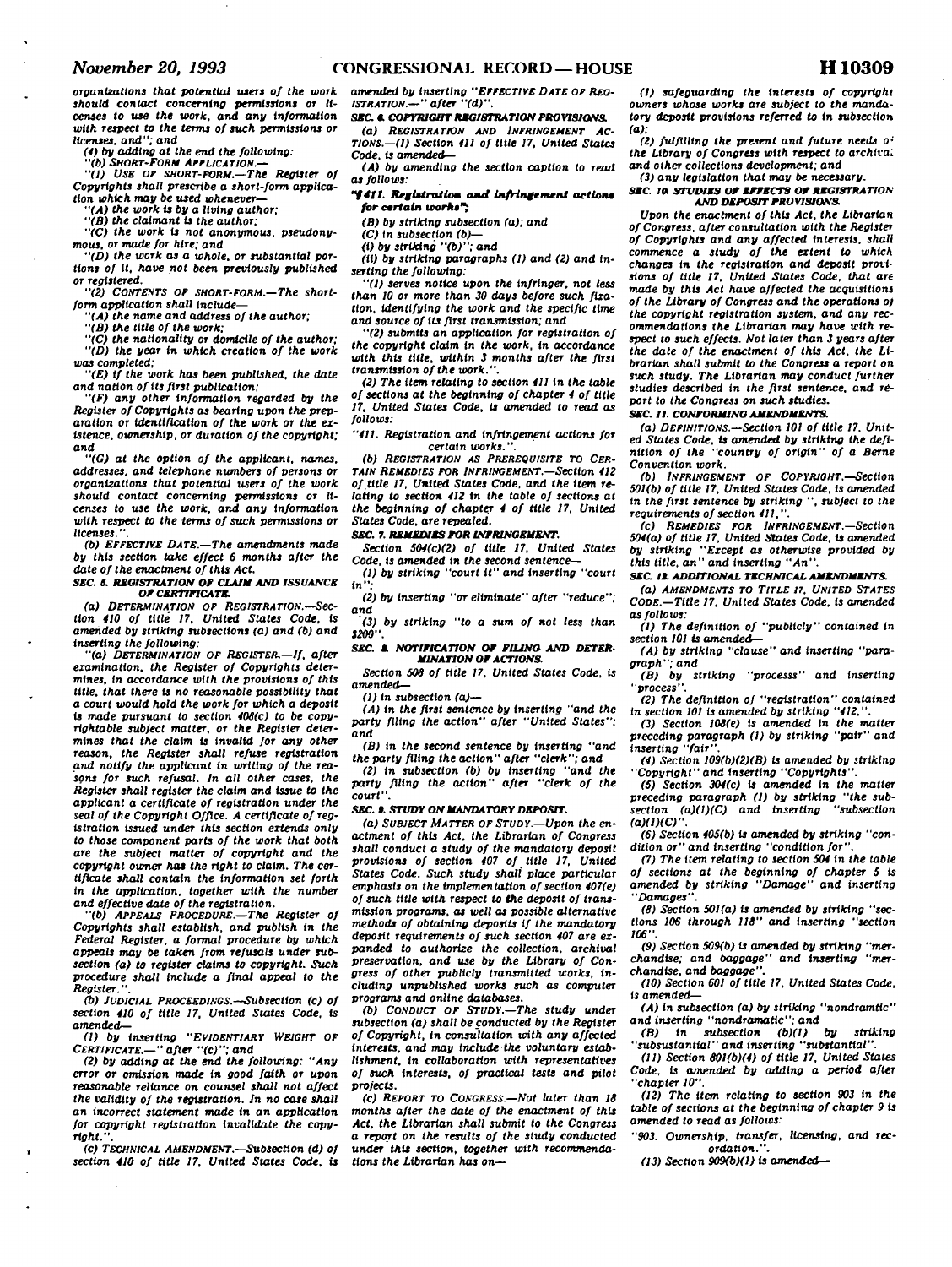organizations that potential users of the work should contact concerning permissions or licenses to use the work, and any information with respect to the terms of such permissions or licenses; and"; and

(4) by adding at the end the following:

"(b) SHORT-FORM APPLICATION.—

"(1) USE OF SHORT-FORM.—The Register of Copyrights shall prescribe a short-form application which may be used whenever—

"(A) the work is by a living author;

"(B) the claimant is the author;

"(C) the work is not anonymous, pseudonymous, or made for hire; and

"(D) the work as a whole, or substantial portions of it, have not been previously published or registered.

"(2) CONTENTS OF SHORT-FORM.—The short-form application shall include—

"(A) the name and address of the author;

"(B) the title of the work;

"(C) the nationality or domicile of the author;

"(D) the year in which creation of the work was completed;

"(E) if the work has been published, the date and nation of its first publication;

"(F) any other information regarded by the Register of Copyrights as bearing upon the preparation or identification of the work or the existence, ownership, or duration of the copyright; and

"(G) at the option of the applicant, names, addresses, and telephone numbers of persons or organizations that potential users of the work should contact concerning permissions or licenses to use the work, and any information with respect to the terms of such permissions or licenses.".

(b) EFFECTIVE DATE.—The amendments made by this section take effect 6 months after the date of the enactment of this Act.

### SEC. 5. REGISTRATION OF CLAIM AND ISSUANCE OF CERTIFICATE.

(a) DETERMINATION OF REGISTRATION.—Section 410 of title 17, United States Code, is amended by striking subsections (a) and (b) and inserting the following:

"(a) DETERMINATION OF REGISTER.—If, after examination, the Register of Copyrights determines, in accordance with the provisions of this title, that there is no reasonable possibility that a court would hold the work for which a deposit is made pursuant to section 408(c) to be copyrightable subject matter, or the Register determines that the claim is invalid for any other reason, the Register shall refuse registration and notify the applicant in writing of the reasons for such refusal. In all other cases, the Register shall register the claim and issue to the applicant a certificate of registration under the seal of the Copyright Office. A certificate of registration issued under this section extends only to those component parts of the work that both are the subject matter of copyright and the copyright owner has the right to claim. The certificate shall contain the information set forth in the application, together with the number and effective date of the registration.

"(b) APPEALS PROCEDURE.—The Register of Copyrights shall establish, and publish in the Federal Register, a formal procedure by which appeals may be taken from refusals under subsection (a) to register claims to copyright. Such procedure shall include a final appeal to the Register.".

(b) JUDICIAL PROCEEDINGS.—Subsection (c) of section 410 of title 17, United States Code, is amended—

(1) by inserting "EVIDENTIARY WEIGHT OF CERTIFICATE.—" after "(c)"; and

(2) by adding at the end the following: "Any error or omission made in good faith or upon reasonable reliance on counsel shall not affect the validity of the registration. In no case shall an incorrect statement made in an application for copyright registration invalidate the copyright.".

(c) TECHNICAL AMENDMENT.—Subsection (d) of section 410 of title 17, United States Code, is amended by inserting "EFFECTIVE DATE OF REGISTRATION.—" after "(d)".

### SEC. 6. COPYRIGHT REGISTRATION PROVISIONS.

(a) REGISTRATION AND INFRINGEMENT ACTIONS.—(1) Section 411 of title 17, United States Code, is amended—

(A) by amending the section caption to read as follows:

"**§ 411. Registration and infringement actions for certain works**";

(B) by striking subsection (a); and

(C) in subsection (b)—

(i) by striking "(b)"; and

(ii) by striking paragraphs (1) and (2) and inserting the following:

"(1) serves notice upon the infringer, not less than 10 or more than 30 days before such fixation, identifying the work and the specific time and source of its first transmission; and

"(2) submits an application for registration of the copyright claim in the work, in accordance with this title, within 3 months after the first transmission of the work.".

(2) The item relating to section 411 in the table of sections at the beginning of chapter 4 of title 17, United States Code, is amended to read as follows:

"411. Registration and infringement actions for certain works.".

(b) REGISTRATION AS PREREQUISITE TO CERTAIN REMEDIES FOR INFRINGEMENT.—Section 412 of title 17, United States Code, and the item relating to section 412 in the table of sections at the beginning of chapter 4 of title 17, United States Code, are repealed.

### SEC. 7. REMEDIES FOR INFRINGEMENT.

Section 504(c)(2) of title 17, United States Code, is amended in the second sentence—

(1) by striking "court it" and inserting "court in";

(2) by inserting "or eliminate" after "reduce"; and

(3) by striking "to a sum of not less than $200".

### SEC. 8. NOTIFICATION OF FILING AND DETERMINATION OF ACTIONS.

Section 508 of title 17, United States Code, is amended—

(1) in subsection (a)—

(A) in the first sentence by inserting "and the party filing the action" after "United States"; and

(B) in the second sentence by inserting "and the party filing the action" after "clerk"; and

(2) in subsection (b) by inserting "and the party filing the action" after "clerk of the court".

### SEC. 9. STUDY ON MANDATORY DEPOSIT.

(a) SUBJECT MATTER OF STUDY.—Upon the enactment of this Act, the Librarian of Congress shall conduct a study of the mandatory deposit provisions of section 407 of title 17, United States Code. Such study shall place particular emphasis on the implementation of section 407(e) of such title with respect to the deposit of transmission programs, as well as possible alternative methods of obtaining deposits if the mandatory deposit requirements of such section 407 are expanded to authorize the collection, archival preservation, and use by the Library of Congress of other publicly transmitted works, including unpublished works such as computer programs and online databases.

(b) CONDUCT OF STUDY.—The study under subsection (a) shall be conducted by the Register of Copyright, in consultation with any affected interests, and may include the voluntary establishment, in collaboration with representatives of such interests, of practical tests and pilot projects.

(c) REPORT TO CONGRESS.—Not later than 18 months after the date of the enactment of this Act, the Librarian shall submit to the Congress a report on the results of the study conducted under this section, together with recommendations the Librarian has on—

(1) safeguarding the interests of copyright owners whose works are subject to the mandatory deposit provisions referred to in subsection (a);

(2) fulfilling the present and future needs of the Library of Congress with respect to archival and other collections development; and

(3) any legislation that may be necessary.

### SEC. 10. STUDIES OF EFFECTS OF REGISTRATION AND DEPOSIT PROVISIONS.

Upon the enactment of this Act, the Librarian of Congress, after consultation with the Register of Copyrights and any affected interests, shall commence a study of the extent to which changes in the registration and deposit provisions of title 17, United States Code, that are made by this Act have affected the acquisitions of the Library of Congress and the operations of the copyright registration system, and any recommendations the Librarian may have with respect to such effects. Not later than 3 years after the date of the enactment of this Act, the Librarian shall submit to the Congress a report on such study. The Librarian may conduct further studies described in the first sentence, and report to the Congress on such studies.

### SEC. 11. CONFORMING AMENDMENTS.

(a) DEFINITIONS.—Section 101 of title 17, United States Code, is amended by striking the definition of the "country of origin" of a Berne Convention work.

(b) INFRINGEMENT OF COPYRIGHT.—Section 501(b) of title 17, United States Code, is amended in the first sentence by striking ", subject to the requirements of section 411,".

(c) REMEDIES FOR INFRINGEMENT.—Section 504(a) of title 17, United States Code, is amended by striking "Except as otherwise provided by this title, an" and inserting "An".

### SEC. 12. ADDITIONAL TECHNICAL AMENDMENTS.

(a) AMENDMENTS TO TITLE 17, UNITED STATES CODE.—Title 17, United States Code, is amended as follows:

(1) The definition of "publicly" contained in section 101 is amended—

(A) by striking "clause" and inserting "paragraph"; and

(B) by striking "processs" and inserting "process".

(2) The definition of "registration" contained in section 101 is amended by striking "412,".

(3) Section 108(e) is amended in the matter preceding paragraph (1) by striking "pair" and inserting "fair".

(4) Section 109(b)(2)(B) is amended by striking "Copyright" and inserting "Copyrights".

(5) Section 304(c) is amended in the matter preceding paragraph (1) by striking "the subsection (a)(1)(C) and inserting "subsection (a)(1)(C)".

(6) Section 405(b) is amended by striking "condition or" and inserting "condition for".

(7) The item relating to section 504 in the table of sections at the beginning of chapter 5 is amended by striking "Damage" and inserting "Damages".

(8) Section 501(a) is amended by striking "sections 106 through 118" and inserting "section 106".

(9) Section 509(b) is amended by striking "merchandise; and baggage" and inserting "merchandise, and baggage".

(10) Section 601 of title 17, United States Code, is amended—

(A) in subsection (a) by striking "nondramtic" and inserting "nondramatic"; and

(B) in subsection (b)(1) by striking "subsustantial" and inserting "substantial".

(11) Section 801(b)(4) of title 17, United States Code, is amended by adding a period after "chapter 10".

(12) The item relating to section 903 in the table of sections at the beginning of chapter 9 is amended to read as follows:

"903. Ownership, transfer, licensing, and recordation.".

(13) Section 909(b)(1) is amended—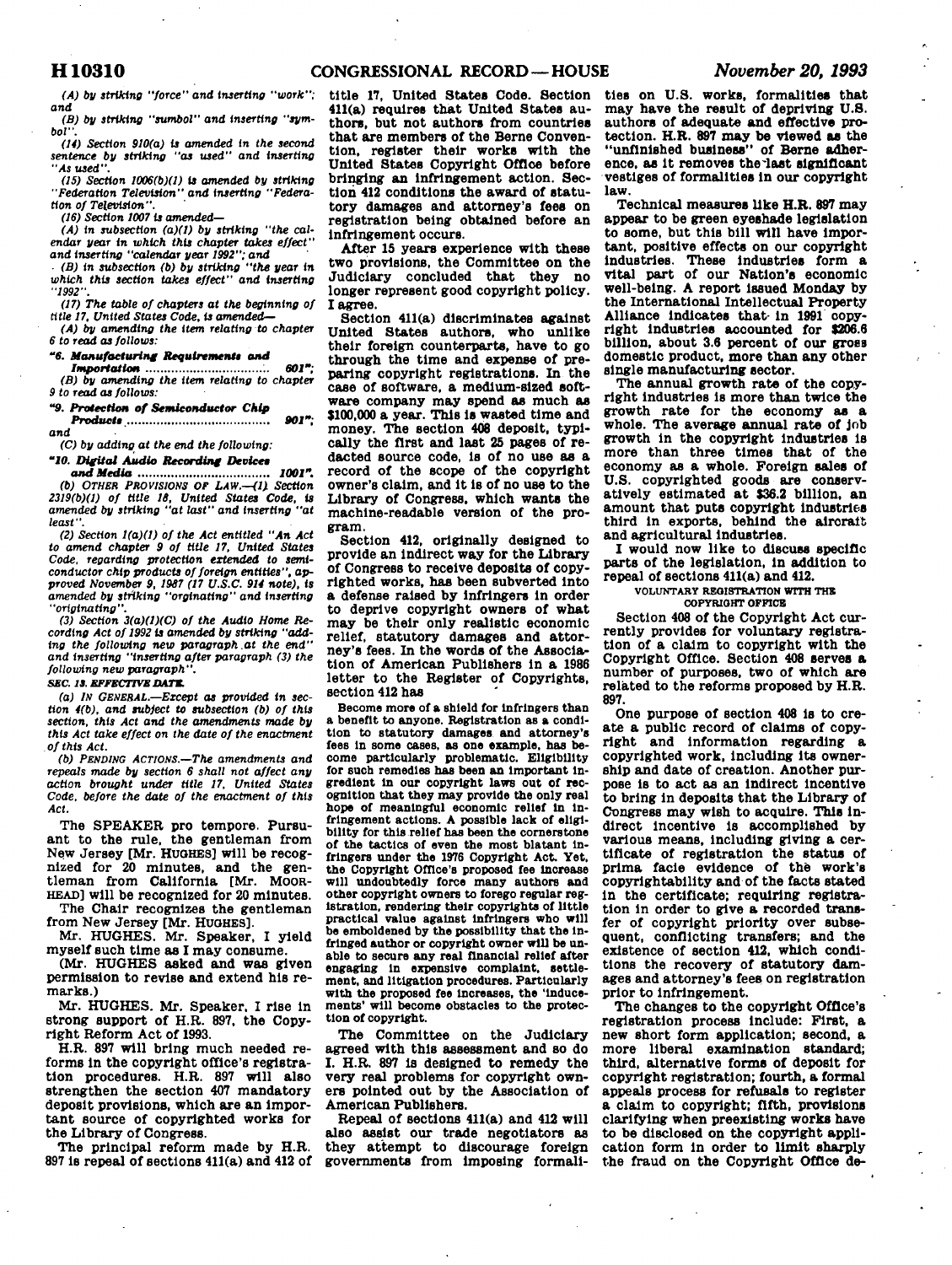(A) by striking "force" and inserting "work"; and

(B) by striking "sumbol" and inserting "symbol".

(14) Section 910(a) is amended in the second sentence by striking "as used" and inserting "As used".

(15) Section 1006(b)(1) is amended by striking "Federation Television" and inserting "Federation of Television".

(16) Section 1007 is amended—

(A) in subsection (a)(1) by striking "the calendar year in which this chapter takes effect" and inserting "calendar year 1992"; and

(B) in subsection (b) by striking "the year in which this section takes effect" and inserting "1992".

(17) The table of chapters at the beginning of title 17, United States Code, is amended—

(A) by amending the item relating to chapter 6 to read as follows:

"**6. *Manufacturing Requirements and Importation*** ..................... **601**";

(B) by amending the item relating to chapter 9 to read as follows:

"**9. *Protection of Semiconductor Chip Products*** ..................... **901**"; and

(C) by adding at the end the following:

"**10. *Digital Audio Recording Devices and Media*** ..................... **1001**".

(b) OTHER PROVISIONS OF LAW.—(1) Section 2319(b)(1) of title 18, United States Code, is amended by striking "at last" and inserting "at least".

(2) Section 1(a)(1) of the Act entitled "An Act to amend chapter 9 of title 17, United States Code, regarding protection extended to semiconductor chip products of foreign entities", approved November 9, 1987 (17 U.S.C. 914 note), is amended by striking "orginating" and inserting "originating".

(3) Section 3(a)(1)(C) of the Audio Home Recording Act of 1992 is amended by striking "adding the following new paragraph at the end" and inserting "inserting after paragraph (3) the following new paragraph".

**SEC. 13. EFFECTIVE DATE.**

(a) IN GENERAL.—Except as provided in section 4(b), and subject to subsection (b) of this section, this Act and the amendments made by this Act take effect on the date of the enactment of this Act.

(b) PENDING ACTIONS.—The amendments and repeals made by section 6 shall not affect any action brought under title 17, United States Code, before the date of the enactment of this Act.

The SPEAKER pro tempore. Pursuant to the rule, the gentleman from New Jersey [Mr. HUGHES] will be recognized for 20 minutes, and the gentleman from California [Mr. MOORHEAD] will be recognized for 20 minutes.

The Chair recognizes the gentleman from New Jersey [Mr. HUGHES].

Mr. HUGHES. Mr. Speaker, I yield myself such time as I may consume.

(Mr. HUGHES asked and was given permission to revise and extend his remarks.)

Mr. HUGHES. Mr. Speaker, I rise in strong support of H.R. 897, the Copyright Reform Act of 1993.

H.R. 897 will bring much needed reforms in the copyright office's registration procedures. H.R. 897 will also strengthen the section 407 mandatory deposit provisions, which are an important source of copyrighted works for the Library of Congress.

The principal reform made by H.R. 897 is repeal of sections 411(a) and 412 of title 17, United States Code. Section 411(a) requires that United States authors, but not authors from countries that are members of the Berne Convention, register their works with the United States Copyright Office before bringing an infringement action. Section 412 conditions the award of statutory damages and attorney's fees on registration being obtained before an infringement occurs.

After 15 years experience with these two provisions, the Committee on the Judiciary concluded that they no longer represent good copyright policy. I agree.

Section 411(a) discriminates against United States authors, who unlike their foreign counterparts, have to go through the time and expense of preparing copyright registrations. In the case of software, a medium-sized software company may spend as much as $100,000 a year. This is wasted time and money. The section 408 deposit, typically the first and last 25 pages of redacted source code, is of no use as a record of the scope of the copyright owner's claim, and it is of no use to the Library of Congress, which wants the machine-readable version of the program.

Section 412, originally designed to provide an indirect way for the Library of Congress to receive deposits of copyrighted works, has been subverted into a defense raised by infringers in order to deprive copyright owners of what may be their only realistic economic relief, statutory damages and attorney's fees. In the words of the Association of American Publishers in a 1986 letter to the Register of Copyrights, section 412 has

> Become more of a shield for infringers than a benefit to anyone. Registration as a condition to statutory damages and attorney's fees in some cases, as one example, has become particularly problematic. Eligibility for such remedies has been an important ingredient in our copyright laws out of recognition that they may provide the only real hope of meaningful economic relief in infringement actions. A possible lack of eligibility for this relief has been the cornerstone of the tactics of even the most blatant infringers under the 1976 Copyright Act. Yet, the Copyright Office's proposed fee increase will undoubtedly force many authors and other copyright owners to forego regular registration, rendering their copyrights of little practical value against infringers who will be emboldened by the possibility that the infringed author or copyright owner will be unable to secure any real financial relief after engaging in expensive complaint, settlement, and litigation procedures. Particularly with the proposed fee increases, the 'inducements' will become obstacles to the protection of copyright.

The Committee on the Judiciary agreed with this assessment and so do I. H.R. 897 is designed to remedy the very real problems for copyright owners pointed out by the Association of American Publishers.

Repeal of sections 411(a) and 412 will also assist our trade negotiators as they attempt to discourage foreign governments from imposing formalities on U.S. works, formalities that may have the result of depriving U.S. authors of adequate and effective protection. H.R. 897 may be viewed as the "unfinished business" of Berne adherence, as it removes the last significant vestiges of formalities in our copyright law.

Technical measures like H.R. 897 may appear to be green eyeshade legislation to some, but this bill will have important, positive effects on our copyright industries. These industries form a vital part of our Nation's economic well-being. A report issued Monday by the International Intellectual Property Alliance indicates that in 1991 copyright industries accounted for $206.6 billion, about 3.6 percent of our gross domestic product, more than any other single manufacturing sector.

The annual growth rate of the copyright industries is more than twice the growth rate for the economy as a whole. The average annual rate of job growth in the copyright industries is more than three times that of the economy as a whole. Foreign sales of U.S. copyrighted goods are conservatively estimated at $36.2 billion, an amount that puts copyright industries third in exports, behind the aircraft and agricultural industries.

I would now like to discuss specific parts of the legislation, in addition to repeal of sections 411(a) and 412.

VOLUNTARY REGISTRATION WITH THE COPYRIGHT OFFICE

Section 408 of the Copyright Act currently provides for voluntary registration of a claim to copyright with the Copyright Office. Section 408 serves a number of purposes, two of which are related to the reforms proposed by H.R. 897.

One purpose of section 408 is to create a public record of claims of copyright and information regarding a copyrighted work, including its ownership and date of creation. Another purpose is to act as an indirect incentive to bring in deposits that the Library of Congress may wish to acquire. This indirect incentive is accomplished by various means, including giving a certificate of registration the status of prima facie evidence of the work's copyrightability and of the facts stated in the certificate; requiring registration in order to give a recorded transfer of copyright priority over subsequent, conflicting transfers; and the existence of section 412, which conditions the recovery of statutory damages and attorney's fees on registration prior to infringement.

The changes to the copyright Office's registration process include: First, a new short form application; second, a more liberal examination standard; third, alternative forms of deposit for copyright registration; fourth, a formal appeals process for refusals to register a claim to copyright; fifth, provisions clarifying when preexisting works have to be disclosed on the copyright application form in order to limit sharply the fraud on the Copyright Office de-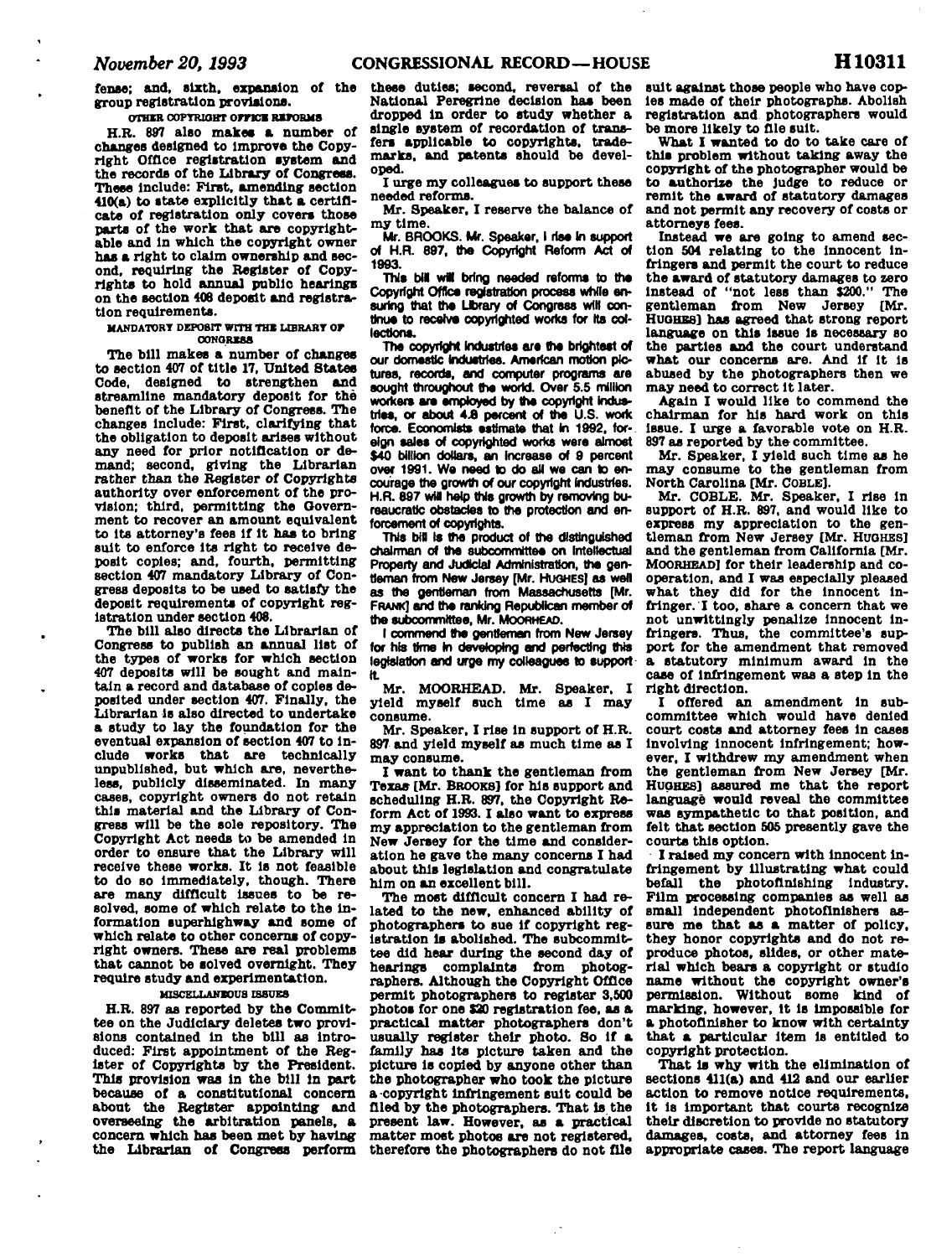fense; and, sixth, expansion of the group registration provisions.

OTHER COPYRIGHT OFFICE REFORMS

H.R. 897 also makes a number of changes designed to improve the Copyright Office registration system and the records of the Library of Congress. These include: First, amending section 410(a) to state explicitly that a certificate of registration only covers those parts of the work that are copyrightable and in which the copyright owner has a right to claim ownership and second, requiring the Register of Copyrights to hold annual public hearings on the section 408 deposit and registration requirements.

MANDATORY DEPOSIT WITH THE LIBRARY OF CONGRESS

The bill makes a number of changes to section 407 of title 17, United States Code, designed to strengthen and streamline mandatory deposit for the benefit of the Library of Congress. The changes include: First, clarifying that the obligation to deposit arises without any need for prior notification or demand; second, giving the Librarian rather than the Register of Copyrights authority over enforcement of the provision; third, permitting the Government to recover an amount equivalent to its attorney's fees if it has to bring suit to enforce its right to receive deposit copies; and, fourth, permitting section 407 mandatory Library of Congress deposits to be used to satisfy the deposit requirements of copyright registration under section 408.

The bill also directs the Librarian of Congress to publish an annual list of the types of works for which section 407 deposits will be sought and maintain a record and database of copies deposited under section 407. Finally, the Librarian is also directed to undertake a study to lay the foundation for the eventual expansion of section 407 to include works that are technically unpublished, but which are, nevertheless, publicly disseminated. In many cases, copyright owners do not retain this material and the Library of Congress will be the sole repository. The Copyright Act needs to be amended in order to ensure that the Library will receive these works. It is not feasible to do so immediately, though. There are many difficult issues to be resolved, some of which relate to the information superhighway and some of which relate to other concerns of copyright owners. These are real problems that cannot be solved overnight. They require study and experimentation.

MISCELLANEOUS ISSUES

H.R. 897 as reported by the Committee on the Judiciary deletes two provisions contained in the bill as introduced: First appointment of the Register of Copyrights by the President. This provision was in the bill in part because of a constitutional concern about the Register appointing and overseeing the arbitration panels, a concern which has been met by having the Librarian of Congress perform these duties; second, reversal of the National Peregrine decision has been dropped in order to study whether a single system of recordation of transfers applicable to copyrights, trademarks, and patents should be developed.

I urge my colleagues to support these needed reforms.

Mr. Speaker, I reserve the balance of my time.

Mr. BROOKS. Mr. Speaker, I rise in support of H.R. 897, the Copyright Reform Act of 1993.

This bill will bring needed reforms to the Copyright Office registration process while ensuring that the Library of Congress will continue to receive copyrighted works for its collections.

The copyright industries are the brightest of our domestic industries. American motion pictures, records, and computer programs are sought throughout the world. Over 5.5 million workers are employed by the copyright industries, or about 4.8 percent of the U.S. work force. Economists estimate that in 1992, foreign sales of copyrighted works were almost $40 billion dollars, an increase of 9 percent over 1991. We need to do all we can to encourage the growth of our copyright industries. H.R. 897 will help this growth by removing bureaucratic obstacles to the protection and enforcement of copyrights.

This bill is the product of the distinguished chairman of the subcommittee on Intellectual Property and Judicial Administration, the gentleman from New Jersey [Mr. HUGHES] as well as the gentleman from Massachusetts [Mr. FRANK] and the ranking Republican member of the subcommittee, Mr. MOORHEAD.

I commend the gentlemen from New Jersey for his time in developing and perfecting this legislation and urge my colleagues to support it.

Mr. MOORHEAD. Mr. Speaker, I yield myself such time as I may consume.

Mr. Speaker, I rise in support of H.R. 897 and yield myself as much time as I may consume.

I want to thank the gentleman from Texas [Mr. BROOKS] for his support and scheduling H.R. 897, the Copyright Reform Act of 1993. I also want to express my appreciation to the gentleman from New Jersey for the time and consideration he gave the many concerns I had about this legislation and congratulate him on an excellent bill.

The most difficult concern I had related to the new, enhanced ability of photographers to sue if copyright registration is abolished. The subcommittee did hear during the second day of hearings complaints from photographers. Although the Copyright Office permit photographers to register 3,500 photos for one $20 registration fee, as a practical matter photographers don't usually register their photo. So if a family has its picture taken and the picture is copied by anyone other than the photographer who took the picture a copyright infringement suit could be filed by the photographers. That is the present law. However, as a practical matter most photos are not registered, therefore the photographers do not file suit against those people who have copies made of their photographs. Abolish registration and photographers would be more likely to file suit.

What I wanted to do to take care of this problem without taking away the copyright of the photographer would be to authorize the judge to reduce or remit the award of statutory damages and not permit any recovery of costs or attorneys fees.

Instead we are going to amend section 504 relating to the innocent infringers and permit the court to reduce the award of statutory damages to zero instead of "not less than $200." The gentleman from New Jersey [Mr. HUGHES] has agreed that strong report language on this issue is necessary so the parties and the court understand what our concerns are. And if it is abused by the photographers then we may need to correct it later.

Again I would like to commend the chairman for his hard work on this issue. I urge a favorable vote on H.R. 897 as reported by the committee.

Mr. Speaker, I yield such time as he may consume to the gentleman from North Carolina [Mr. COBLE].

Mr. COBLE. Mr. Speaker, I rise in support of H.R. 897, and would like to express my appreciation to the gentleman from New Jersey [Mr. HUGHES] and the gentleman from California [Mr. MOORHEAD] for their leadership and cooperation, and I was especially pleased what they did for the innocent infringer. I too, share a concern that we not unwittingly penalize innocent infringers. Thus, the committee's support for the amendment that removed a statutory minimum award in the case of infringement was a step in the right direction.

I offered an amendment in subcommittee which would have denied court costs and attorney fees in cases involving innocent infringement; however, I withdrew my amendment when the gentleman from New Jersey [Mr. HUGHES] assured me that the report language would reveal the committee was sympathetic to that position, and felt that section 505 presently gave the courts this option.

I raised my concern with innocent infringement by illustrating what could befall the photofinishing industry. Film processing companies as well as small independent photofinishers assure me that as a matter of policy, they honor copyrights and do not reproduce photos, slides, or other material which bears a copyright or studio name without the copyright owner's permission. Without some kind of marking, however, it is impossible for a photofinisher to know with certainty that a particular item is entitled to copyright protection.

That is why with the elimination of sections 411(a) and 412 and our earlier action to remove notice requirements, it is important that courts recognize their discretion to provide no statutory damages, costs, and attorney fees in appropriate cases. The report language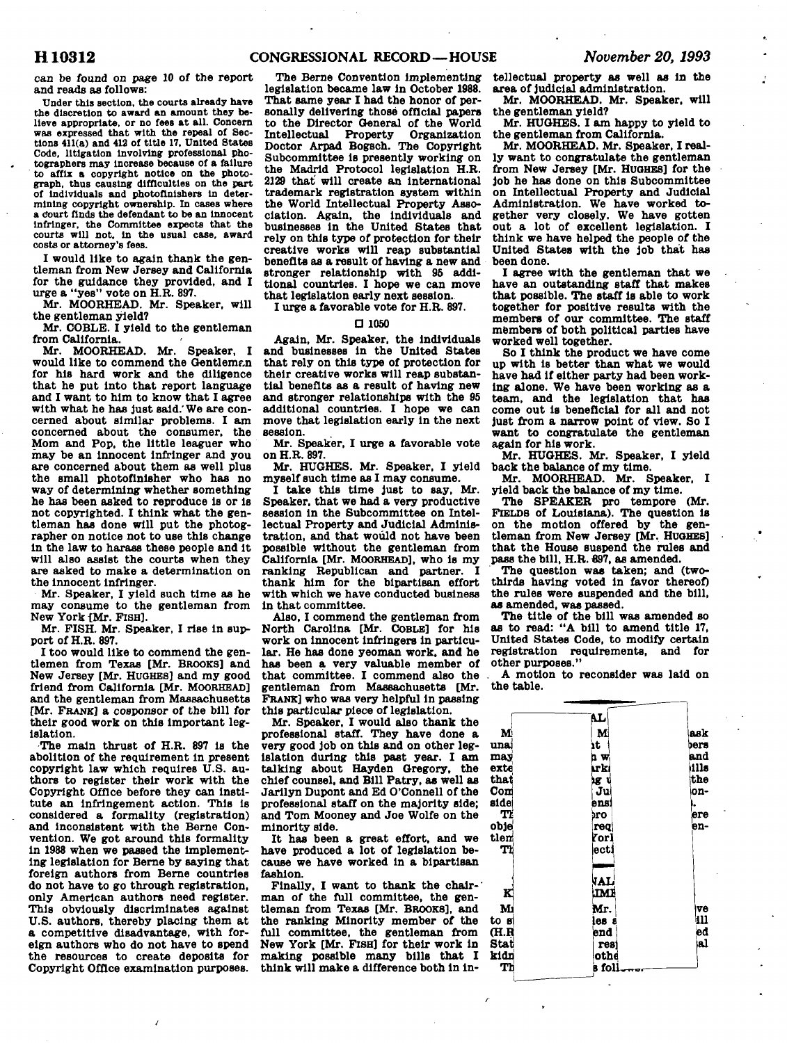can be found on page 10 of the report and reads as follows:

> Under this section, the courts already have the discretion to award an amount they believe appropriate, or no fees at all. Concern was expressed that with the repeal of Sections 411(a) and 412 of title 17, United States Code, litigation involving professional photographers may increase because of a failure to affix a copyright notice on the photograph, thus causing difficulties on the part of individuals and photofinishers in determining copyright ownership. In cases where a court finds the defendant to be an innocent infringer, the Committee expects that the courts will not, in the usual case, award costs or attorney's fees.

I would like to again thank the gentleman from New Jersey and California for the guidance they provided, and I urge a "yes" vote on H.R. 897.

Mr. MOORHEAD. Mr. Speaker, will the gentleman yield?

Mr. COBLE. I yield to the gentleman from California.

Mr. MOORHEAD. Mr. Speaker, I would like to commend the Gentleman for his hard work and the diligence that he put into that report language and I want to him to know that I agree with what he has just said. We are concerned about similar problems. I am concerned about the consumer, the Mom and Pop, the little leaguer who may be an innocent infringer and you are concerned about them as well plus the small photofinisher who has no way of determining whether something he has been asked to reproduce is or is not copyrighted. I think what the gentleman has done will put the photographer on notice not to use this change in the law to harass these people and it will also assist the courts when they are asked to make a determination on the innocent infringer.

Mr. Speaker, I yield such time as he may consume to the gentleman from New York [Mr. FISH].

Mr. FISH. Mr. Speaker, I rise in support of H.R. 897.

I too would like to commend the gentlemen from Texas [Mr. BROOKS] and New Jersey [Mr. HUGHES] and my good friend from California [Mr. MOORHEAD] and the gentleman from Massachusetts [Mr. FRANK] a cosponsor of the bill for their good work on this important legislation.

The main thrust of H.R. 897 is the abolition of the requirement in present copyright law which requires U.S. authors to register their work with the Copyright Office before they can institute an infringement action. This is considered a formality (registration) and inconsistent with the Berne Convention. We got around this formality in 1988 when we passed the implementing legislation for Berne by saying that foreign authors from Berne countries do not have to go through registration, only American authors need register. This obviously discriminates against U.S. authors, thereby placing them at a competitive disadvantage, with foreign authors who do not have to spend the resources to create deposits for Copyright Office examination purposes.

The Berne Convention implementing legislation became law in October 1988. That same year I had the honor of personally delivering those official papers to the Director General of the World Intellectual Property Organization Doctor Arpad Bogsch. The Copyright Subcommittee is presently working on the Madrid Protocol legislation H.R. 2129 that will create an international trademark registration system within the World Intellectual Property Association. Again, the individuals and businesses in the United States that rely on this type of protection for their creative works will reap substantial benefits as a result of having a new and stronger relationship with 95 additional countries. I hope we can move that legislation early next session.

I urge a favorable vote for H.R. 897.

□ 1050

Again, Mr. Speaker, the individuals and businesses in the United States that rely on this type of protection for their creative works will reap substantial benefits as a result of having new and stronger relationships with the 95 additional countries. I hope we can move that legislation early in the next session.

Mr. Speaker, I urge a favorable vote on H.R. 897.

Mr. HUGHES. Mr. Speaker, I yield myself such time as I may consume.

I take this time just to say, Mr. Speaker, that we had a very productive session in the Subcommittee on Intellectual Property and Judicial Administration, and that would not have been possible without the gentleman from California [Mr. MOORHEAD], who is my ranking Republican and partner. I thank him for the bipartisan effort with which we have conducted business in that committee.

Also, I commend the gentleman from North Carolina [Mr. COBLE] for his work on innocent infringers in particular. He has done yeoman work, and he has been a very valuable member of that committee. I commend also the gentleman from Massachusetts [Mr. FRANK] who was very helpful in passing this particular piece of legislation.

Mr. Speaker, I would also thank the professional staff. They have done a very good job on this and on other legislation during this past year. I am talking about Hayden Gregory, the chief counsel, and Bill Patry, as well as Jarilyn Dupont and Ed O'Connell of the professional staff on the majority side; and Tom Mooney and Joe Wolfe on the minority side.

It has been a great effort, and we have produced a lot of legislation because we have worked in a bipartisan fashion.

Finally, I want to thank the chairman of the full committee, the gentleman from Texas [Mr. BROOKS], and the ranking Minority member of the full committee, the gentleman from New York [Mr. FISH] for their work in making possible many bills that I think will make a difference both in intellectual property as well as in the area of judicial administration.

Mr. MOORHEAD. Mr. Speaker, will the gentleman yield?

Mr. HUGHES. I am happy to yield to the gentleman from California.

Mr. MOORHEAD. Mr. Speaker, I really want to congratulate the gentleman from New Jersey [Mr. HUGHES] for the job he has done on this Subcommittee on Intellectual Property and Judicial Administration. We have worked together very closely. We have gotten out a lot of excellent legislation. I think we have helped the people of the United States with the job that has been done.

I agree with the gentleman that we have an outstanding staff that makes that possible. The staff is able to work together for positive results with the members of our committee. The staff members of both political parties have worked well together.

So I think the product we have come up with is better than what we would have had if either party had been working alone. We have been working as a team, and the legislation that has come out is beneficial for all and not just from a narrow point of view. So I want to congratulate the gentleman again for his work.

Mr. HUGHES. Mr. Speaker, I yield back the balance of my time.

Mr. MOORHEAD. Mr. Speaker, I yield back the balance of my time.

The SPEAKER pro tempore (Mr. FIELDS of Louisiana). The question is on the motion offered by the gentleman from New Jersey [Mr. HUGHES] that the House suspend the rules and pass the bill, H.R. 897, as amended.

The question was taken; and (two-thirds having voted in favor thereof) the rules were suspended and the bill, as amended, was passed.

The title of the bill was amended so as to read: "A bill to amend title 17, United States Code, to modify certain registration requirements, and for other purposes."

A motion to reconsider was laid on the table.